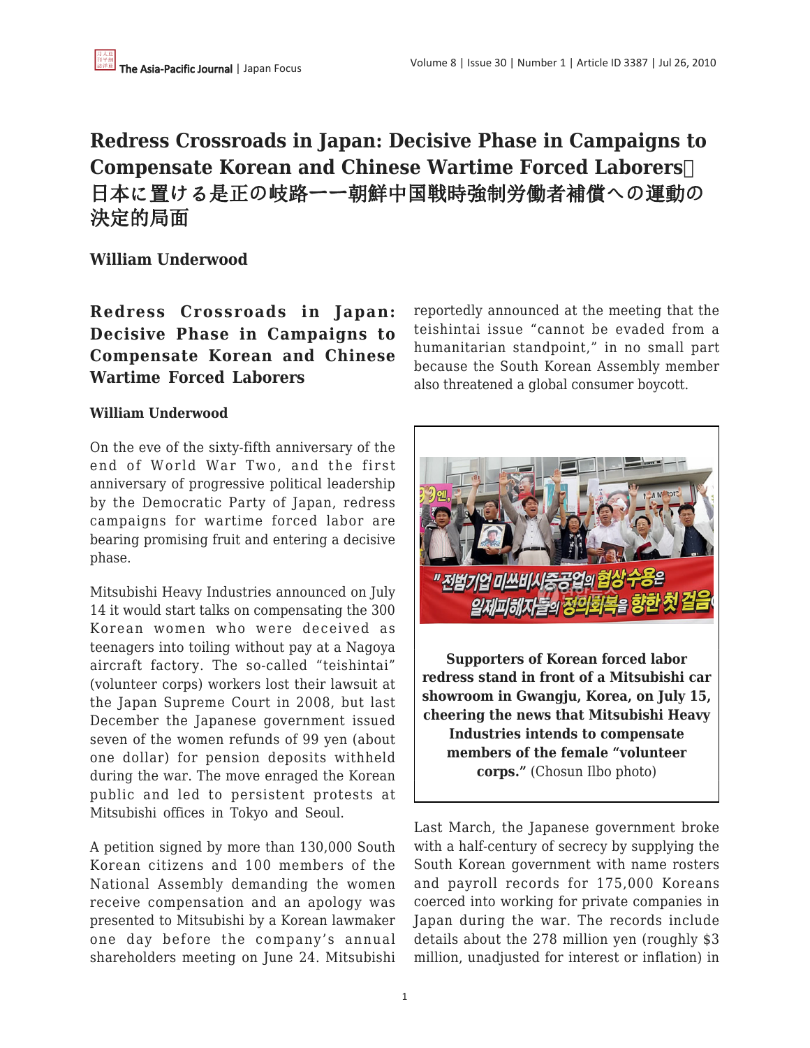# Redress Crossroads in Japan: Decisive Phase in Campaigns to Compensate Korean and Chinese Wartime Forced Laborers日本に置ける是正の岐路ーー朝鮮中国戦時強制労働者補償への運動の決定的局面

**William Underwood**

## Redress Crossroads in Japan: Decisive Phase in Campaigns to Compensate Korean and Chinese Wartime Forced Laborers

**William Underwood**

On the eve of the sixty-fifth anniversary of the end of World War Two, and the first anniversary of progressive political leadership by the Democratic Party of Japan, redress campaigns for wartime forced labor are bearing promising fruit and entering a decisive phase.

Mitsubishi Heavy Industries announced on July 14 it would start talks on compensating the 300 Korean women who were deceived as teenagers into toiling without pay at a Nagoya aircraft factory. The so-called "teishintai" (volunteer corps) workers lost their lawsuit at the Japan Supreme Court in 2008, but last December the Japanese government issued seven of the women refunds of 99 yen (about one dollar) for pension deposits withheld during the war. The move enraged the Korean public and led to persistent protests at Mitsubishi offices in Tokyo and Seoul.

A petition signed by more than 130,000 South Korean citizens and 100 members of the National Assembly demanding the women receive compensation and an apology was presented to Mitsubishi by a Korean lawmaker one day before the company's annual shareholders meeting on June 24. Mitsubishi reportedly announced at the meeting that the teishintai issue "cannot be evaded from a humanitarian standpoint," in no small part because the South Korean Assembly member also threatened a global consumer boycott.

**Supporters of Korean forced labor redress stand in front of a Mitsubishi car showroom in Gwangju, Korea, on July 15, cheering the news that Mitsubishi Heavy Industries intends to compensate members of the female "volunteer corps."** (Chosun Ilbo photo)

Last March, the Japanese government broke with a half-century of secrecy by supplying the South Korean government with name rosters and payroll records for 175,000 Koreans coerced into working for private companies in Japan during the war. The records include details about the 278 million yen (roughly $3 million, unadjusted for interest or inflation) in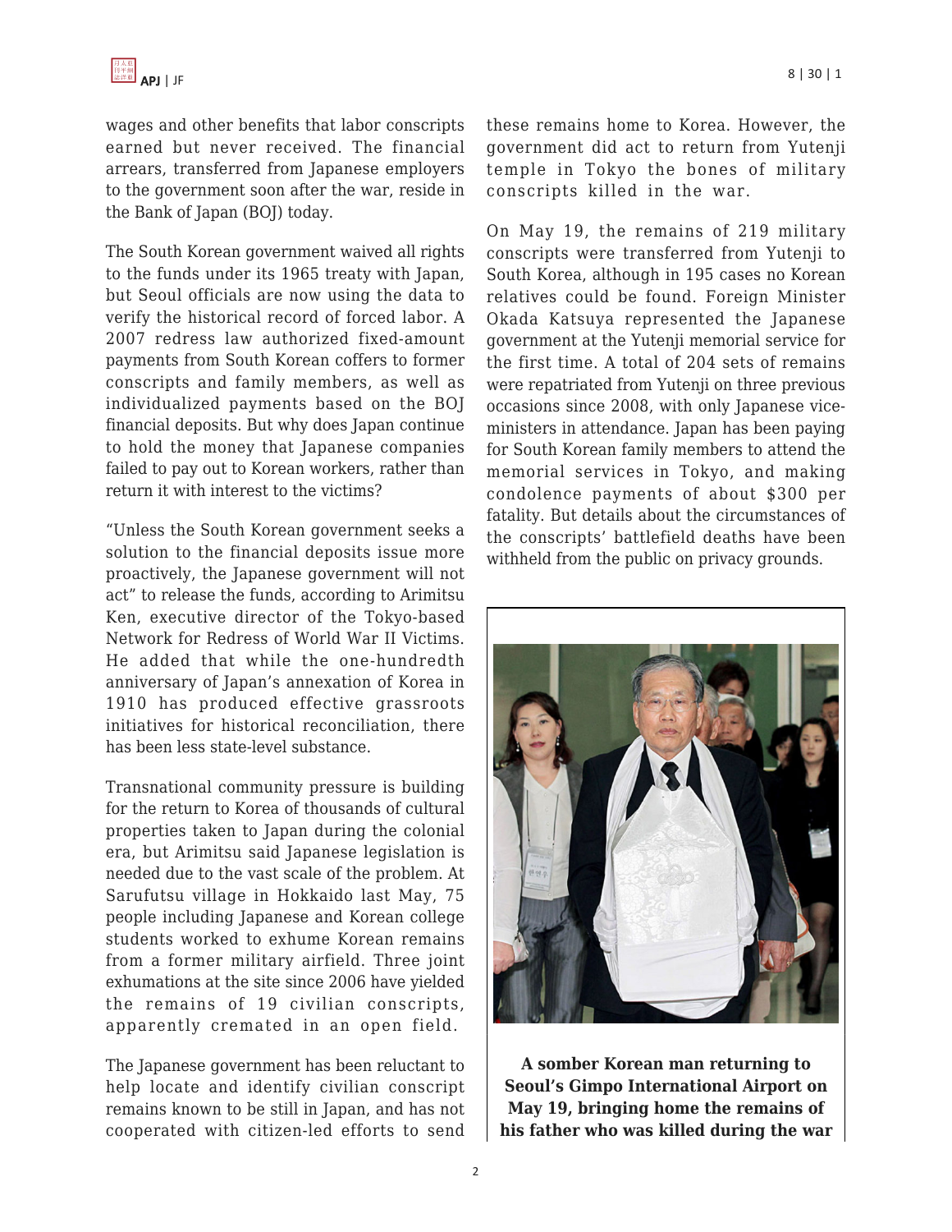wages and other benefits that labor conscripts earned but never received. The financial arrears, transferred from Japanese employers to the government soon after the war, reside in the Bank of Japan (BOJ) today.

The South Korean government waived all rights to the funds under its 1965 treaty with Japan, but Seoul officials are now using the data to verify the historical record of forced labor. A 2007 redress law authorized fixed-amount payments from South Korean coffers to former conscripts and family members, as well as individualized payments based on the BOJ financial deposits. But why does Japan continue to hold the money that Japanese companies failed to pay out to Korean workers, rather than return it with interest to the victims?

"Unless the South Korean government seeks a solution to the financial deposits issue more proactively, the Japanese government will not act" to release the funds, according to Arimitsu Ken, executive director of the Tokyo-based Network for Redress of World War II Victims. He added that while the one-hundredth anniversary of Japan's annexation of Korea in 1910 has produced effective grassroots initiatives for historical reconciliation, there has been less state-level substance.

Transnational community pressure is building for the return to Korea of thousands of cultural properties taken to Japan during the colonial era, but Arimitsu said Japanese legislation is needed due to the vast scale of the problem. At Sarufutsu village in Hokkaido last May, 75 people including Japanese and Korean college students worked to exhume Korean remains from a former military airfield. Three joint exhumations at the site since 2006 have yielded the remains of 19 civilian conscripts, apparently cremated in an open field.

The Japanese government has been reluctant to help locate and identify civilian conscript remains known to be still in Japan, and has not cooperated with citizen-led efforts to send these remains home to Korea. However, the government did act to return from Yutenji temple in Tokyo the bones of military conscripts killed in the war.

On May 19, the remains of 219 military conscripts were transferred from Yutenji to South Korea, although in 195 cases no Korean relatives could be found. Foreign Minister Okada Katsuya represented the Japanese government at the Yutenji memorial service for the first time. A total of 204 sets of remains were repatriated from Yutenji on three previous occasions since 2008, with only Japanese vice-ministers in attendance. Japan has been paying for South Korean family members to attend the memorial services in Tokyo, and making condolence payments of about $300 per fatality. But details about the circumstances of the conscripts' battlefield deaths have been withheld from the public on privacy grounds.

**A somber Korean man returning to Seoul's Gimpo International Airport on May 19, bringing home the remains of his father who was killed during the war**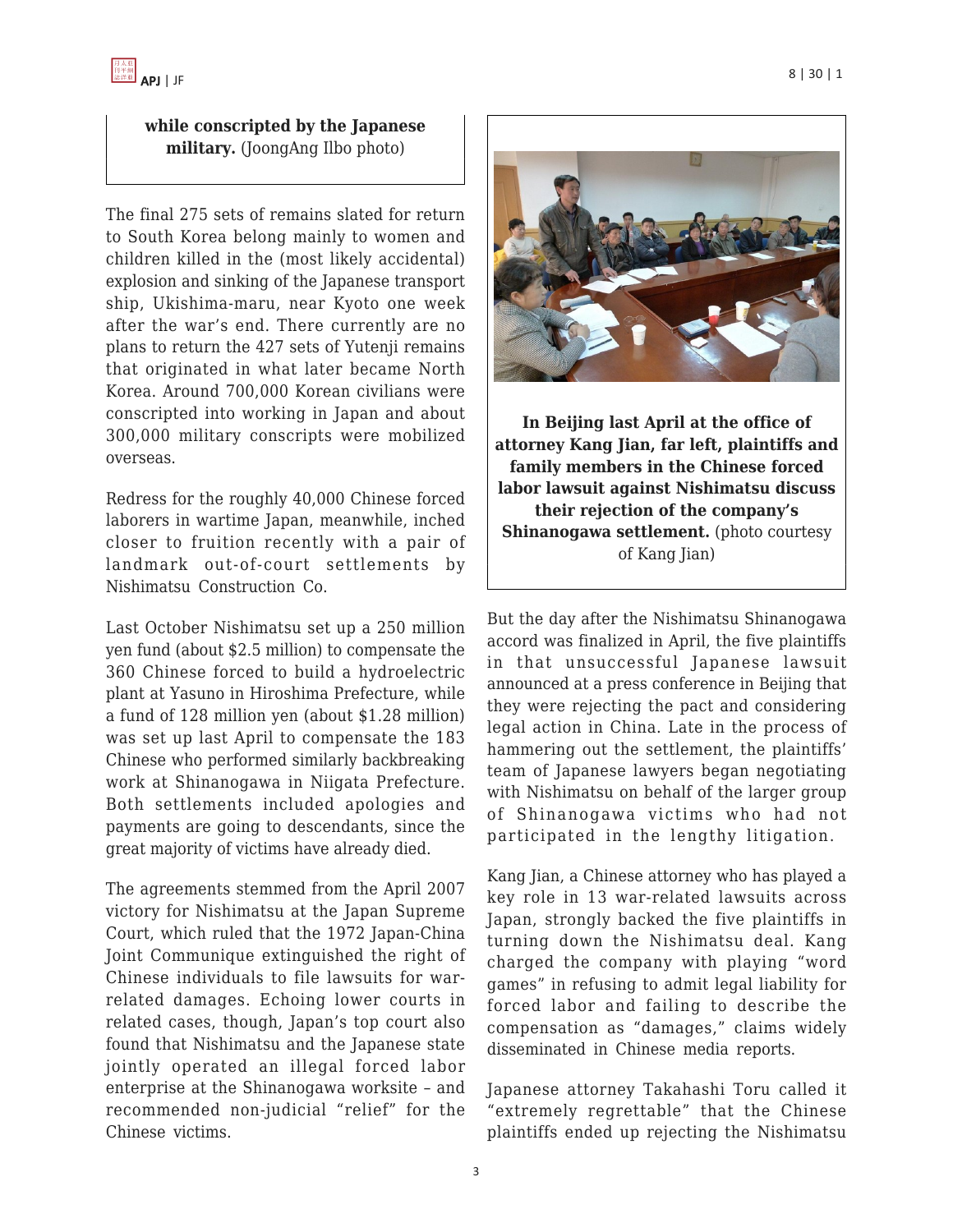**while conscripted by the Japanese military.** (JoongAng Ilbo photo)

The final 275 sets of remains slated for return to South Korea belong mainly to women and children killed in the (most likely accidental) explosion and sinking of the Japanese transport ship, Ukishima-maru, near Kyoto one week after the war's end. There currently are no plans to return the 427 sets of Yutenji remains that originated in what later became North Korea. Around 700,000 Korean civilians were conscripted into working in Japan and about 300,000 military conscripts were mobilized overseas.

Redress for the roughly 40,000 Chinese forced laborers in wartime Japan, meanwhile, inched closer to fruition recently with a pair of landmark out-of-court settlements by Nishimatsu Construction Co.

Last October Nishimatsu set up a 250 million yen fund (about $2.5 million) to compensate the 360 Chinese forced to build a hydroelectric plant at Yasuno in Hiroshima Prefecture, while a fund of 128 million yen (about $1.28 million) was set up last April to compensate the 183 Chinese who performed similarly backbreaking work at Shinanogawa in Niigata Prefecture. Both settlements included apologies and payments are going to descendants, since the great majority of victims have already died.

The agreements stemmed from the April 2007 victory for Nishimatsu at the Japan Supreme Court, which ruled that the 1972 Japan-China Joint Communique extinguished the right of Chinese individuals to file lawsuits for war-related damages. Echoing lower courts in related cases, though, Japan's top court also found that Nishimatsu and the Japanese state jointly operated an illegal forced labor enterprise at the Shinanogawa worksite – and recommended non-judicial "relief" for the Chinese victims.

**In Beijing last April at the office of attorney Kang Jian, far left, plaintiffs and family members in the Chinese forced labor lawsuit against Nishimatsu discuss their rejection of the company's Shinanogawa settlement.** (photo courtesy of Kang Jian)

But the day after the Nishimatsu Shinanogawa accord was finalized in April, the five plaintiffs in that unsuccessful Japanese lawsuit announced at a press conference in Beijing that they were rejecting the pact and considering legal action in China. Late in the process of hammering out the settlement, the plaintiffs' team of Japanese lawyers began negotiating with Nishimatsu on behalf of the larger group of Shinanogawa victims who had not participated in the lengthy litigation.

Kang Jian, a Chinese attorney who has played a key role in 13 war-related lawsuits across Japan, strongly backed the five plaintiffs in turning down the Nishimatsu deal. Kang charged the company with playing "word games" in refusing to admit legal liability for forced labor and failing to describe the compensation as "damages," claims widely disseminated in Chinese media reports.

Japanese attorney Takahashi Toru called it "extremely regrettable" that the Chinese plaintiffs ended up rejecting the Nishimatsu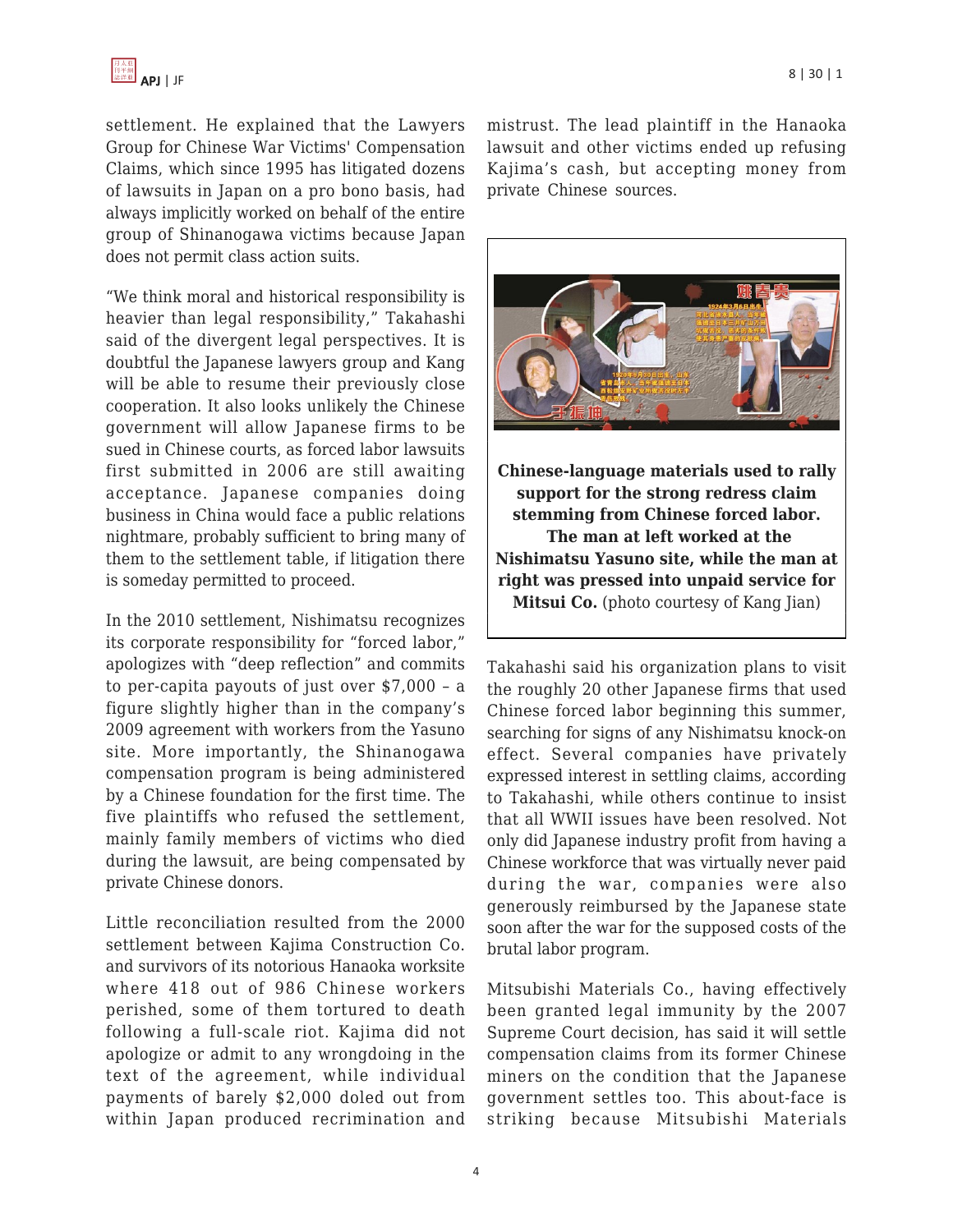settlement. He explained that the Lawyers Group for Chinese War Victims' Compensation Claims, which since 1995 has litigated dozens of lawsuits in Japan on a pro bono basis, had always implicitly worked on behalf of the entire group of Shinanogawa victims because Japan does not permit class action suits.

"We think moral and historical responsibility is heavier than legal responsibility," Takahashi said of the divergent legal perspectives. It is doubtful the Japanese lawyers group and Kang will be able to resume their previously close cooperation. It also looks unlikely the Chinese government will allow Japanese firms to be sued in Chinese courts, as forced labor lawsuits first submitted in 2006 are still awaiting acceptance. Japanese companies doing business in China would face a public relations nightmare, probably sufficient to bring many of them to the settlement table, if litigation there is someday permitted to proceed.

In the 2010 settlement, Nishimatsu recognizes its corporate responsibility for "forced labor," apologizes with "deep reflection" and commits to per-capita payouts of just over $7,000 – a figure slightly higher than in the company's 2009 agreement with workers from the Yasuno site. More importantly, the Shinanogawa compensation program is being administered by a Chinese foundation for the first time. The five plaintiffs who refused the settlement, mainly family members of victims who died during the lawsuit, are being compensated by private Chinese donors.

Little reconciliation resulted from the 2000 settlement between Kajima Construction Co. and survivors of its notorious Hanaoka worksite where 418 out of 986 Chinese workers perished, some of them tortured to death following a full-scale riot. Kajima did not apologize or admit to any wrongdoing in the text of the agreement, while individual payments of barely $2,000 doled out from within Japan produced recrimination and mistrust. The lead plaintiff in the Hanaoka lawsuit and other victims ended up refusing Kajima's cash, but accepting money from private Chinese sources.

**Chinese-language materials used to rally support for the strong redress claim stemming from Chinese forced labor. The man at left worked at the Nishimatsu Yasuno site, while the man at right was pressed into unpaid service for Mitsui Co.** (photo courtesy of Kang Jian)

Takahashi said his organization plans to visit the roughly 20 other Japanese firms that used Chinese forced labor beginning this summer, searching for signs of any Nishimatsu knock-on effect. Several companies have privately expressed interest in settling claims, according to Takahashi, while others continue to insist that all WWII issues have been resolved. Not only did Japanese industry profit from having a Chinese workforce that was virtually never paid during the war, companies were also generously reimbursed by the Japanese state soon after the war for the supposed costs of the brutal labor program.

Mitsubishi Materials Co., having effectively been granted legal immunity by the 2007 Supreme Court decision, has said it will settle compensation claims from its former Chinese miners on the condition that the Japanese government settles too. This about-face is striking because Mitsubishi Materials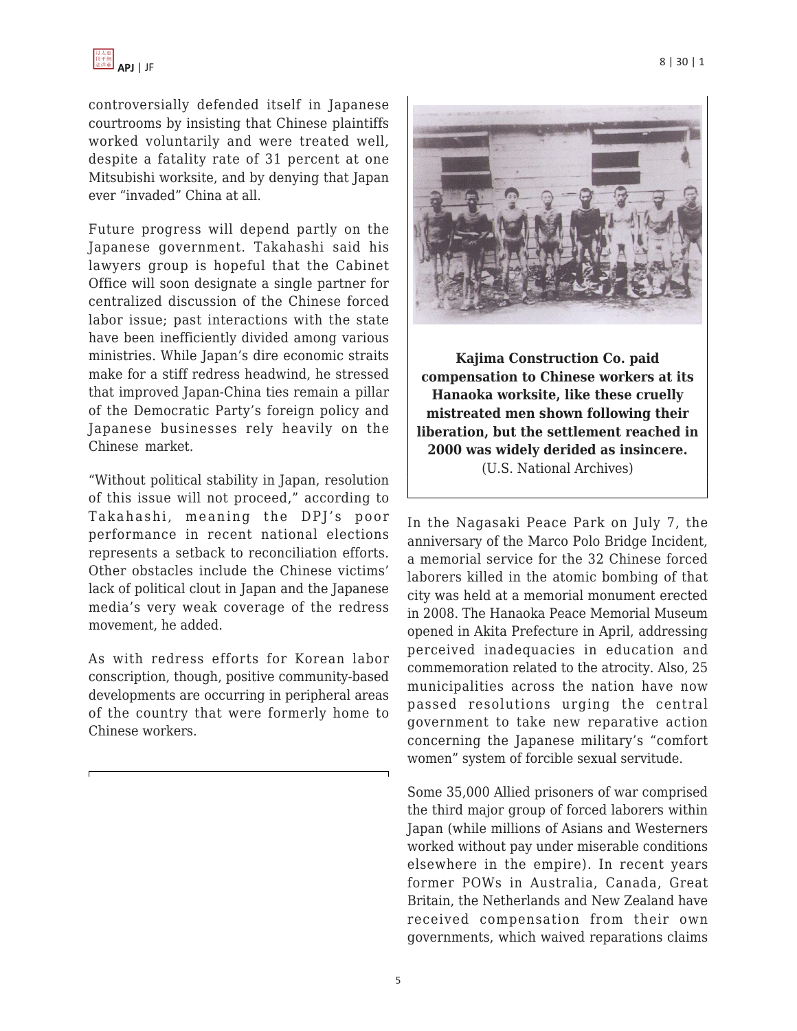controversially defended itself in Japanese courtrooms by insisting that Chinese plaintiffs worked voluntarily and were treated well, despite a fatality rate of 31 percent at one Mitsubishi worksite, and by denying that Japan ever "invaded" China at all.

Future progress will depend partly on the Japanese government. Takahashi said his lawyers group is hopeful that the Cabinet Office will soon designate a single partner for centralized discussion of the Chinese forced labor issue; past interactions with the state have been inefficiently divided among various ministries. While Japan's dire economic straits make for a stiff redress headwind, he stressed that improved Japan-China ties remain a pillar of the Democratic Party's foreign policy and Japanese businesses rely heavily on the Chinese market.

"Without political stability in Japan, resolution of this issue will not proceed," according to Takahashi, meaning the DPJ's poor performance in recent national elections represents a setback to reconciliation efforts. Other obstacles include the Chinese victims' lack of political clout in Japan and the Japanese media's very weak coverage of the redress movement, he added.

As with redress efforts for Korean labor conscription, though, positive community-based developments are occurring in peripheral areas of the country that were formerly home to Chinese workers.

**Kajima Construction Co. paid compensation to Chinese workers at its Hanaoka worksite, like these cruelly mistreated men shown following their liberation, but the settlement reached in 2000 was widely derided as insincere.**
(U.S. National Archives)

In the Nagasaki Peace Park on July 7, the anniversary of the Marco Polo Bridge Incident, a memorial service for the 32 Chinese forced laborers killed in the atomic bombing of that city was held at a memorial monument erected in 2008. The Hanaoka Peace Memorial Museum opened in Akita Prefecture in April, addressing perceived inadequacies in education and commemoration related to the atrocity. Also, 25 municipalities across the nation have now passed resolutions urging the central government to take new reparative action concerning the Japanese military's "comfort women" system of forcible sexual servitude.

Some 35,000 Allied prisoners of war comprised the third major group of forced laborers within Japan (while millions of Asians and Westerners worked without pay under miserable conditions elsewhere in the empire). In recent years former POWs in Australia, Canada, Great Britain, the Netherlands and New Zealand have received compensation from their own governments, which waived reparations claims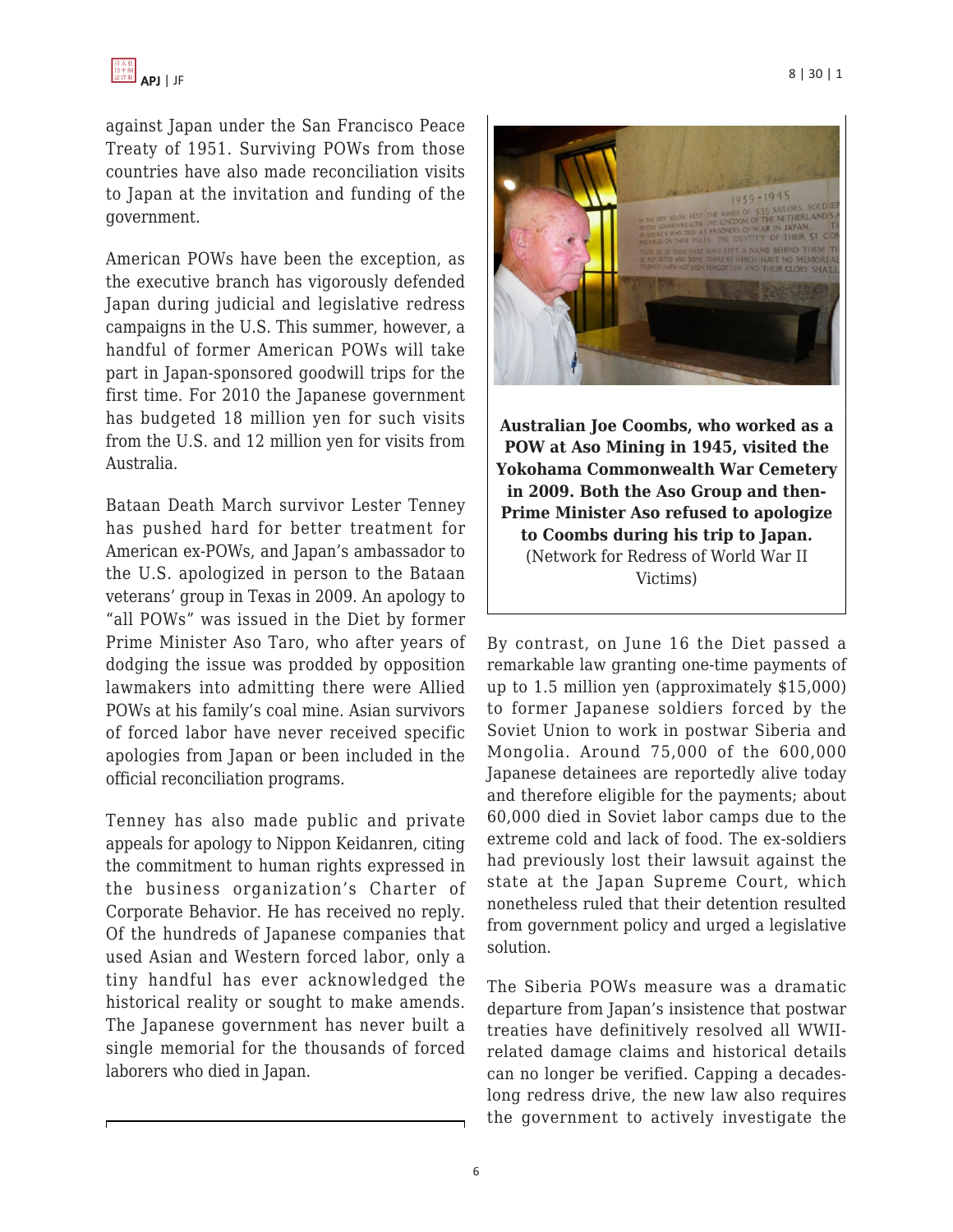against Japan under the San Francisco Peace Treaty of 1951. Surviving POWs from those countries have also made reconciliation visits to Japan at the invitation and funding of the government.

American POWs have been the exception, as the executive branch has vigorously defended Japan during judicial and legislative redress campaigns in the U.S. This summer, however, a handful of former American POWs will take part in Japan-sponsored goodwill trips for the first time. For 2010 the Japanese government has budgeted 18 million yen for such visits from the U.S. and 12 million yen for visits from Australia.

Bataan Death March survivor Lester Tenney has pushed hard for better treatment for American ex-POWs, and Japan's ambassador to the U.S. apologized in person to the Bataan veterans' group in Texas in 2009. An apology to "all POWs" was issued in the Diet by former Prime Minister Aso Taro, who after years of dodging the issue was prodded by opposition lawmakers into admitting there were Allied POWs at his family's coal mine. Asian survivors of forced labor have never received specific apologies from Japan or been included in the official reconciliation programs.

Tenney has also made public and private appeals for apology to Nippon Keidanren, citing the commitment to human rights expressed in the business organization's Charter of Corporate Behavior. He has received no reply. Of the hundreds of Japanese companies that used Asian and Western forced labor, only a tiny handful has ever acknowledged the historical reality or sought to make amends. The Japanese government has never built a single memorial for the thousands of forced laborers who died in Japan.

**Australian Joe Coombs, who worked as a POW at Aso Mining in 1945, visited the Yokohama Commonwealth War Cemetery in 2009. Both the Aso Group and then-Prime Minister Aso refused to apologize to Coombs during his trip to Japan.** (Network for Redress of World War II Victims)

By contrast, on June 16 the Diet passed a remarkable law granting one-time payments of up to 1.5 million yen (approximately $15,000) to former Japanese soldiers forced by the Soviet Union to work in postwar Siberia and Mongolia. Around 75,000 of the 600,000 Japanese detainees are reportedly alive today and therefore eligible for the payments; about 60,000 died in Soviet labor camps due to the extreme cold and lack of food. The ex-soldiers had previously lost their lawsuit against the state at the Japan Supreme Court, which nonetheless ruled that their detention resulted from government policy and urged a legislative solution.

The Siberia POWs measure was a dramatic departure from Japan's insistence that postwar treaties have definitively resolved all WWII-related damage claims and historical details can no longer be verified. Capping a decades-long redress drive, the new law also requires the government to actively investigate the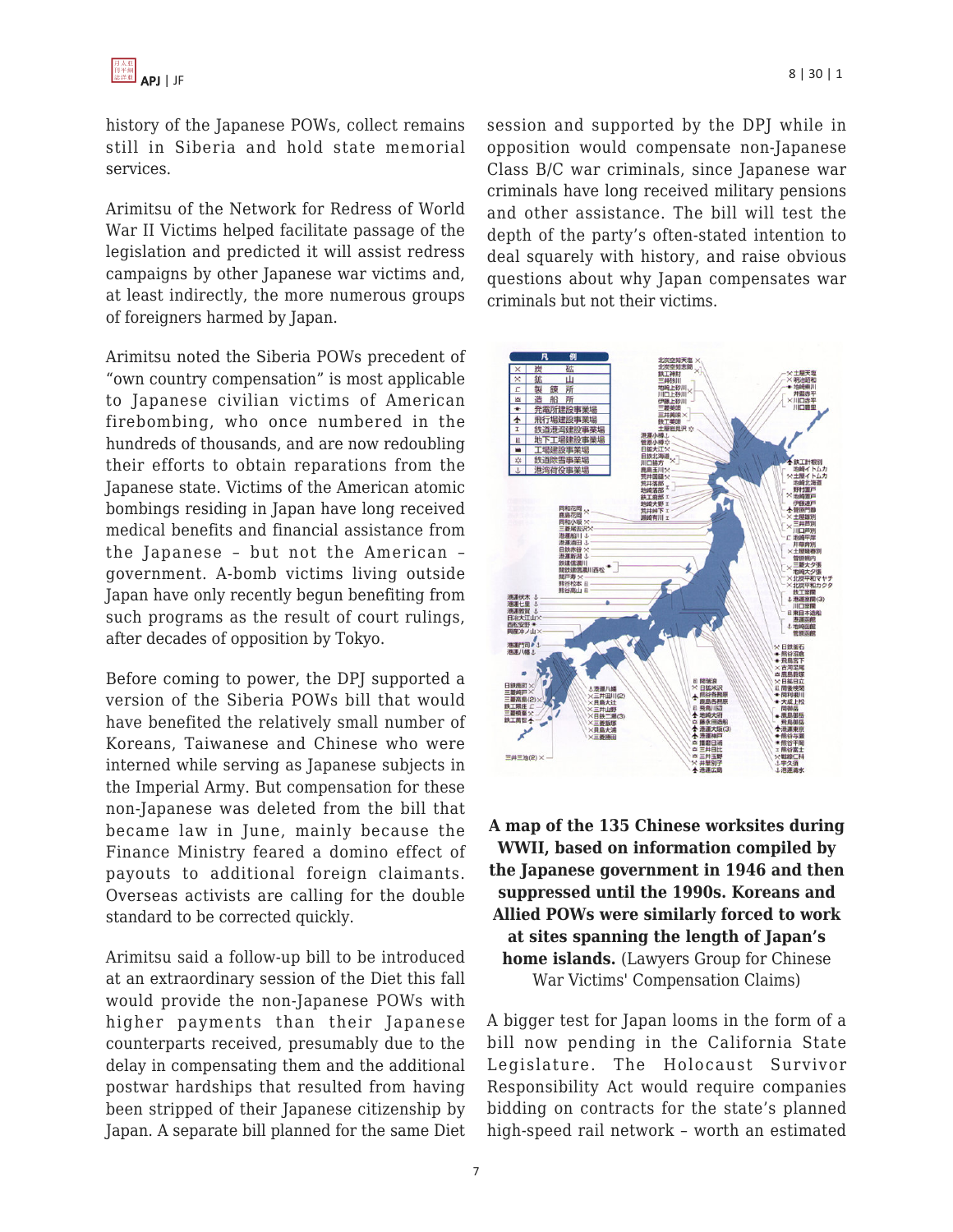history of the Japanese POWs, collect remains still in Siberia and hold state memorial services.

Arimitsu of the Network for Redress of World War II Victims helped facilitate passage of the legislation and predicted it will assist redress campaigns by other Japanese war victims and, at least indirectly, the more numerous groups of foreigners harmed by Japan.

Arimitsu noted the Siberia POWs precedent of "own country compensation" is most applicable to Japanese civilian victims of American firebombing, who once numbered in the hundreds of thousands, and are now redoubling their efforts to obtain reparations from the Japanese state. Victims of the American atomic bombings residing in Japan have long received medical benefits and financial assistance from the Japanese – but not the American – government. A-bomb victims living outside Japan have only recently begun benefiting from such programs as the result of court rulings, after decades of opposition by Tokyo.

Before coming to power, the DPJ supported a version of the Siberia POWs bill that would have benefited the relatively small number of Koreans, Taiwanese and Chinese who were interned while serving as Japanese subjects in the Imperial Army. But compensation for these non-Japanese was deleted from the bill that became law in June, mainly because the Finance Ministry feared a domino effect of payouts to additional foreign claimants. Overseas activists are calling for the double standard to be corrected quickly.

Arimitsu said a follow-up bill to be introduced at an extraordinary session of the Diet this fall would provide the non-Japanese POWs with higher payments than their Japanese counterparts received, presumably due to the delay in compensating them and the additional postwar hardships that resulted from having been stripped of their Japanese citizenship by Japan. A separate bill planned for the same Diet session and supported by the DPJ while in opposition would compensate non-Japanese Class B/C war criminals, since Japanese war criminals have long received military pensions and other assistance. The bill will test the depth of the party's often-stated intention to deal squarely with history, and raise obvious questions about why Japan compensates war criminals but not their victims.

**A map of the 135 Chinese worksites during WWII, based on information compiled by the Japanese government in 1946 and then suppressed until the 1990s. Koreans and Allied POWs were similarly forced to work at sites spanning the length of Japan's home islands.** (Lawyers Group for Chinese War Victims' Compensation Claims)

A bigger test for Japan looms in the form of a bill now pending in the California State Legislature. The Holocaust Survivor Responsibility Act would require companies bidding on contracts for the state's planned high-speed rail network – worth an estimated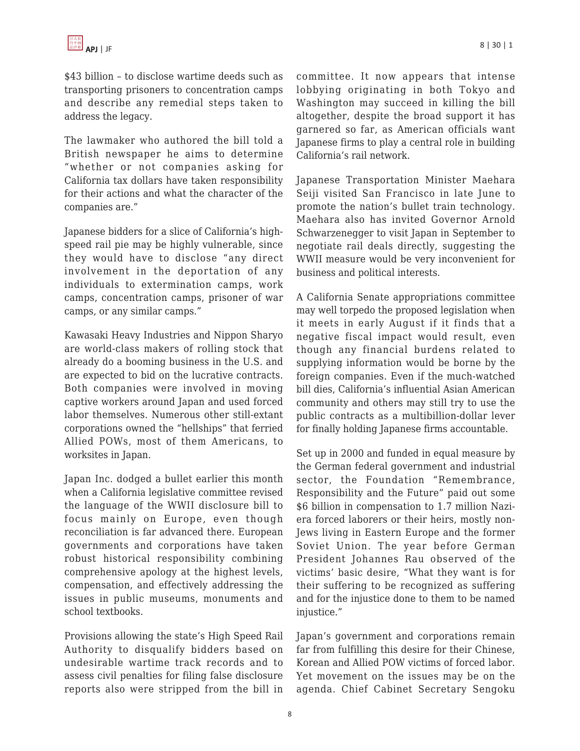$43 billion – to disclose wartime deeds such as transporting prisoners to concentration camps and describe any remedial steps taken to address the legacy.

The lawmaker who authored the bill told a British newspaper he aims to determine "whether or not companies asking for California tax dollars have taken responsibility for their actions and what the character of the companies are."

Japanese bidders for a slice of California's high-speed rail pie may be highly vulnerable, since they would have to disclose "any direct involvement in the deportation of any individuals to extermination camps, work camps, concentration camps, prisoner of war camps, or any similar camps."

Kawasaki Heavy Industries and Nippon Sharyo are world-class makers of rolling stock that already do a booming business in the U.S. and are expected to bid on the lucrative contracts. Both companies were involved in moving captive workers around Japan and used forced labor themselves. Numerous other still-extant corporations owned the "hellships" that ferried Allied POWs, most of them Americans, to worksites in Japan.

Japan Inc. dodged a bullet earlier this month when a California legislative committee revised the language of the WWII disclosure bill to focus mainly on Europe, even though reconciliation is far advanced there. European governments and corporations have taken robust historical responsibility combining comprehensive apology at the highest levels, compensation, and effectively addressing the issues in public museums, monuments and school textbooks.

Provisions allowing the state's High Speed Rail Authority to disqualify bidders based on undesirable wartime track records and to assess civil penalties for filing false disclosure reports also were stripped from the bill in committee. It now appears that intense lobbying originating in both Tokyo and Washington may succeed in killing the bill altogether, despite the broad support it has garnered so far, as American officials want Japanese firms to play a central role in building California's rail network.

Japanese Transportation Minister Maehara Seiji visited San Francisco in late June to promote the nation's bullet train technology. Maehara also has invited Governor Arnold Schwarzenegger to visit Japan in September to negotiate rail deals directly, suggesting the WWII measure would be very inconvenient for business and political interests.

A California Senate appropriations committee may well torpedo the proposed legislation when it meets in early August if it finds that a negative fiscal impact would result, even though any financial burdens related to supplying information would be borne by the foreign companies. Even if the much-watched bill dies, California's influential Asian American community and others may still try to use the public contracts as a multibillion-dollar lever for finally holding Japanese firms accountable.

Set up in 2000 and funded in equal measure by the German federal government and industrial sector, the Foundation "Remembrance, Responsibility and the Future" paid out some $6 billion in compensation to 1.7 million Nazi-era forced laborers or their heirs, mostly non-Jews living in Eastern Europe and the former Soviet Union. The year before German President Johannes Rau observed of the victims' basic desire, "What they want is for their suffering to be recognized as suffering and for the injustice done to them to be named injustice."

Japan's government and corporations remain far from fulfilling this desire for their Chinese, Korean and Allied POW victims of forced labor. Yet movement on the issues may be on the agenda. Chief Cabinet Secretary Sengoku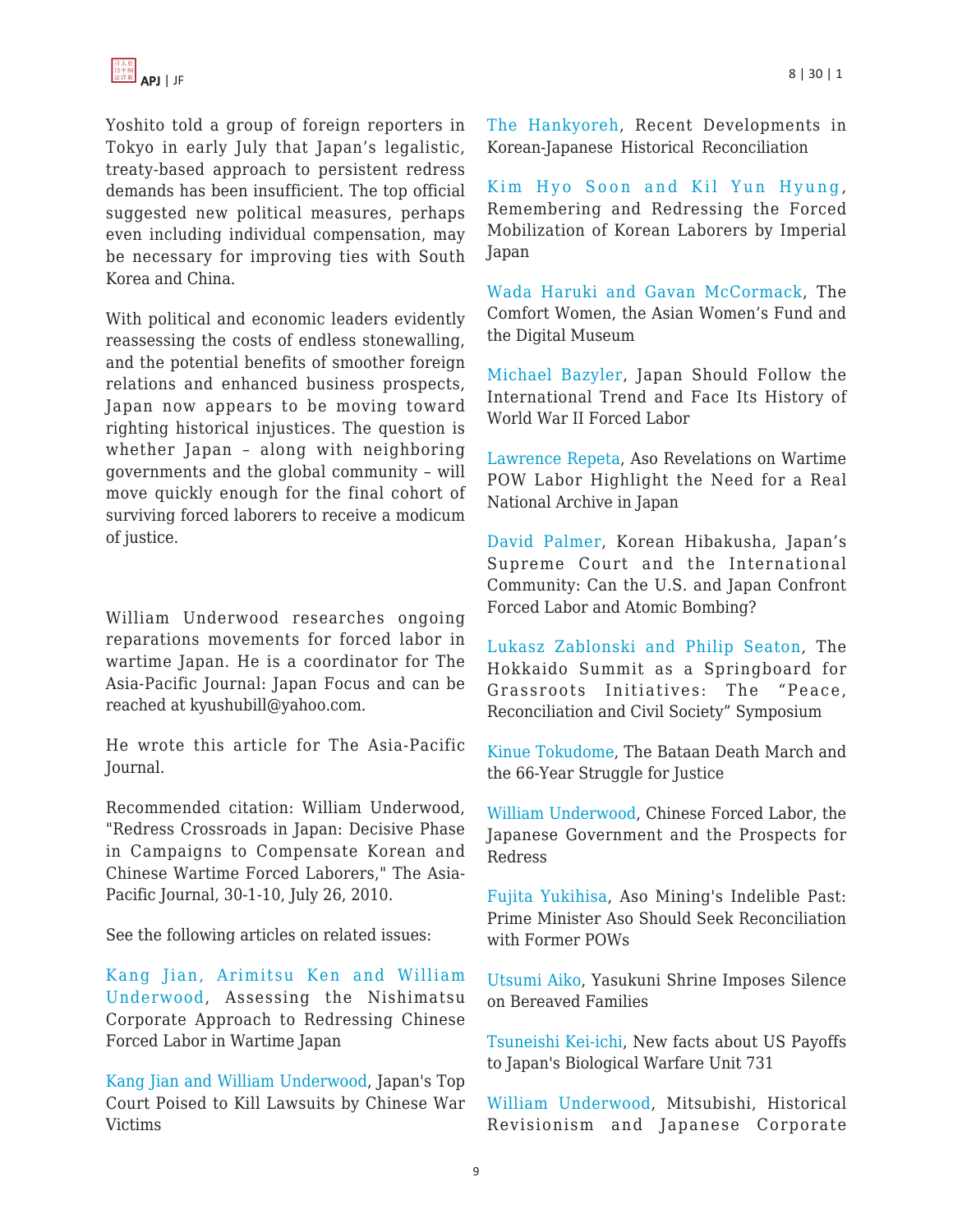Yoshito told a group of foreign reporters in Tokyo in early July that Japan's legalistic, treaty-based approach to persistent redress demands has been insufficient. The top official suggested new political measures, perhaps even including individual compensation, may be necessary for improving ties with South Korea and China.

With political and economic leaders evidently reassessing the costs of endless stonewalling, and the potential benefits of smoother foreign relations and enhanced business prospects, Japan now appears to be moving toward righting historical injustices. The question is whether Japan – along with neighboring governments and the global community – will move quickly enough for the final cohort of surviving forced laborers to receive a modicum of justice.

William Underwood researches ongoing reparations movements for forced labor in wartime Japan. He is a coordinator for The Asia-Pacific Journal: Japan Focus and can be reached at kyushubill@yahoo.com.

He wrote this article for The Asia-Pacific Journal.

Recommended citation: William Underwood, "Redress Crossroads in Japan: Decisive Phase in Campaigns to Compensate Korean and Chinese Wartime Forced Laborers," The Asia-Pacific Journal, 30-1-10, July 26, 2010.

See the following articles on related issues:

Kang Jian, Arimitsu Ken and William Underwood, Assessing the Nishimatsu Corporate Approach to Redressing Chinese Forced Labor in Wartime Japan

Kang Jian and William Underwood, Japan's Top Court Poised to Kill Lawsuits by Chinese War Victims

The Hankyoreh, Recent Developments in Korean-Japanese Historical Reconciliation

Kim Hyo Soon and Kil Yun Hyung, Remembering and Redressing the Forced Mobilization of Korean Laborers by Imperial Japan

Wada Haruki and Gavan McCormack, The Comfort Women, the Asian Women's Fund and the Digital Museum

Michael Bazyler, Japan Should Follow the International Trend and Face Its History of World War II Forced Labor

Lawrence Repeta, Aso Revelations on Wartime POW Labor Highlight the Need for a Real National Archive in Japan

David Palmer, Korean Hibakusha, Japan's Supreme Court and the International Community: Can the U.S. and Japan Confront Forced Labor and Atomic Bombing?

Lukasz Zablonski and Philip Seaton, The Hokkaido Summit as a Springboard for Grassroots Initiatives: The "Peace, Reconciliation and Civil Society" Symposium

Kinue Tokudome, The Bataan Death March and the 66-Year Struggle for Justice

William Underwood, Chinese Forced Labor, the Japanese Government and the Prospects for Redress

Fujita Yukihisa, Aso Mining's Indelible Past: Prime Minister Aso Should Seek Reconciliation with Former POWs

Utsumi Aiko, Yasukuni Shrine Imposes Silence on Bereaved Families

Tsuneishi Kei-ichi, New facts about US Payoffs to Japan's Biological Warfare Unit 731

William Underwood, Mitsubishi, Historical Revisionism and Japanese Corporate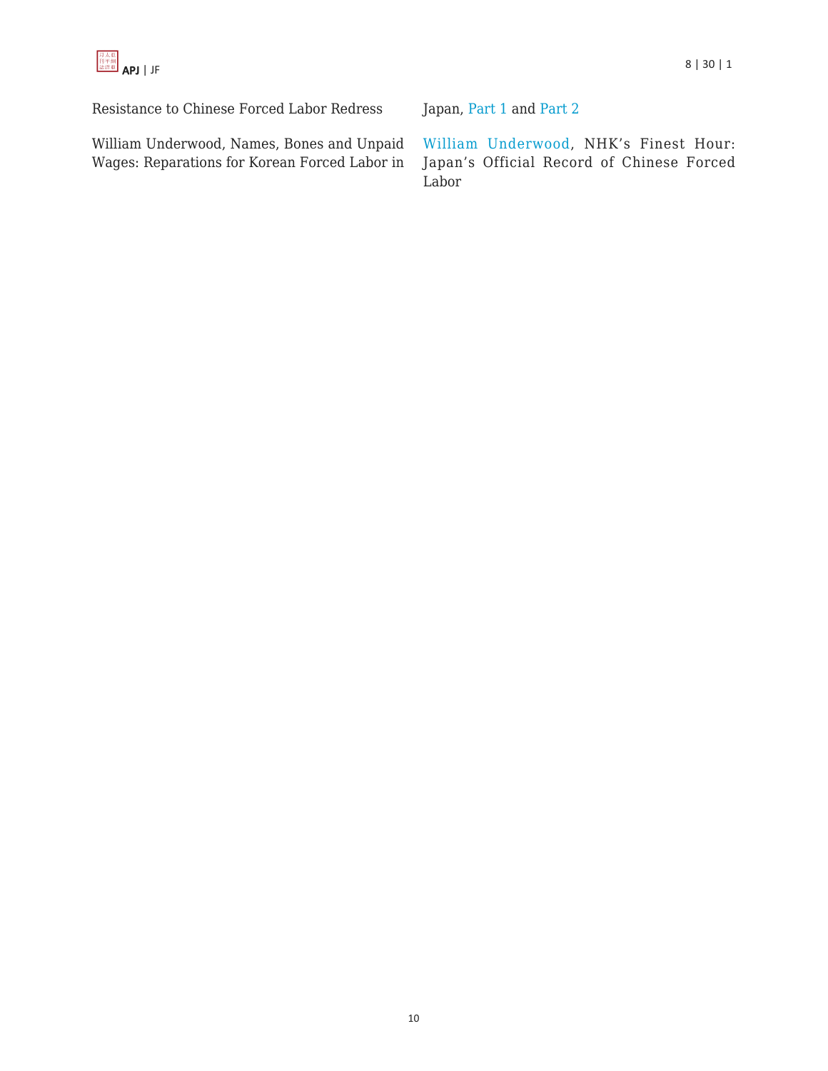Resistance to Chinese Forced Labor Redress

William Underwood, Names, Bones and Unpaid Wages: Reparations for Korean Forced Labor in Japan, Part 1 and Part 2

William Underwood, NHK's Finest Hour: Japan's Official Record of Chinese Forced Labor